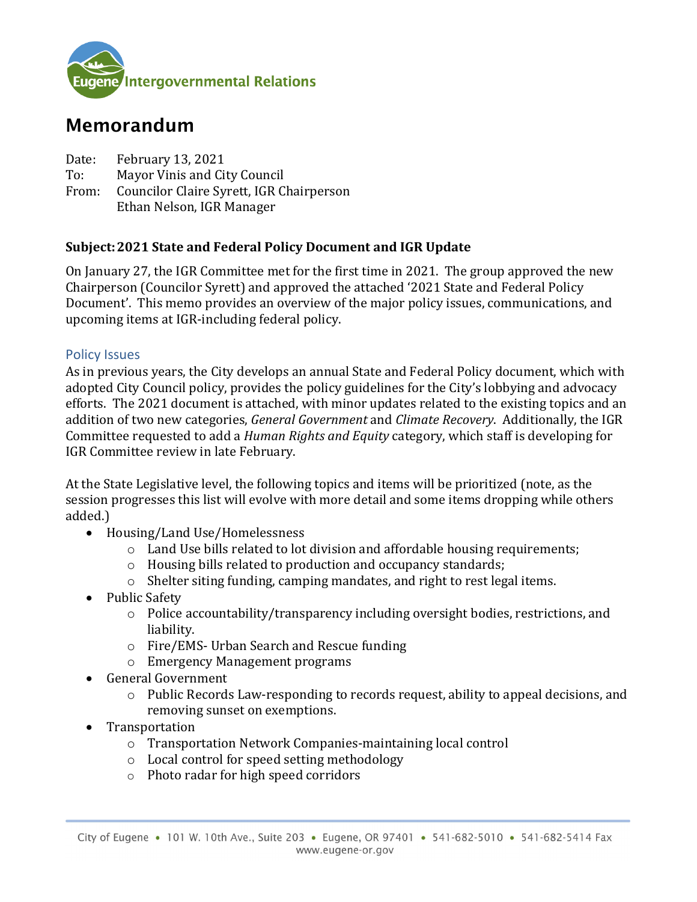Eugene Intergovernmental Relations

# Memorandum

Date: February 13, 2021
To: Mayor Vinis and City Council
From: Councilor Claire Syrett, IGR Chairperson
Ethan Nelson, IGR Manager

**Subject: 2021 State and Federal Policy Document and IGR Update**

On January 27, the IGR Committee met for the first time in 2021. The group approved the new Chairperson (Councilor Syrett) and approved the attached '2021 State and Federal Policy Document'. This memo provides an overview of the major policy issues, communications, and upcoming items at IGR-including federal policy.

## Policy Issues

As in previous years, the City develops an annual State and Federal Policy document, which with adopted City Council policy, provides the policy guidelines for the City's lobbying and advocacy efforts. The 2021 document is attached, with minor updates related to the existing topics and an addition of two new categories, *General Government* and *Climate Recovery*. Additionally, the IGR Committee requested to add a *Human Rights and Equity* category, which staff is developing for IGR Committee review in late February.

At the State Legislative level, the following topics and items will be prioritized (note, as the session progresses this list will evolve with more detail and some items dropping while others added.)

- Housing/Land Use/Homelessness
  - Land Use bills related to lot division and affordable housing requirements;
  - Housing bills related to production and occupancy standards;
  - Shelter siting funding, camping mandates, and right to rest legal items.
- Public Safety
  - Police accountability/transparency including oversight bodies, restrictions, and liability.
  - Fire/EMS- Urban Search and Rescue funding
  - Emergency Management programs
- General Government
  - Public Records Law-responding to records request, ability to appeal decisions, and removing sunset on exemptions.
- Transportation
  - Transportation Network Companies-maintaining local control
  - Local control for speed setting methodology
  - Photo radar for high speed corridors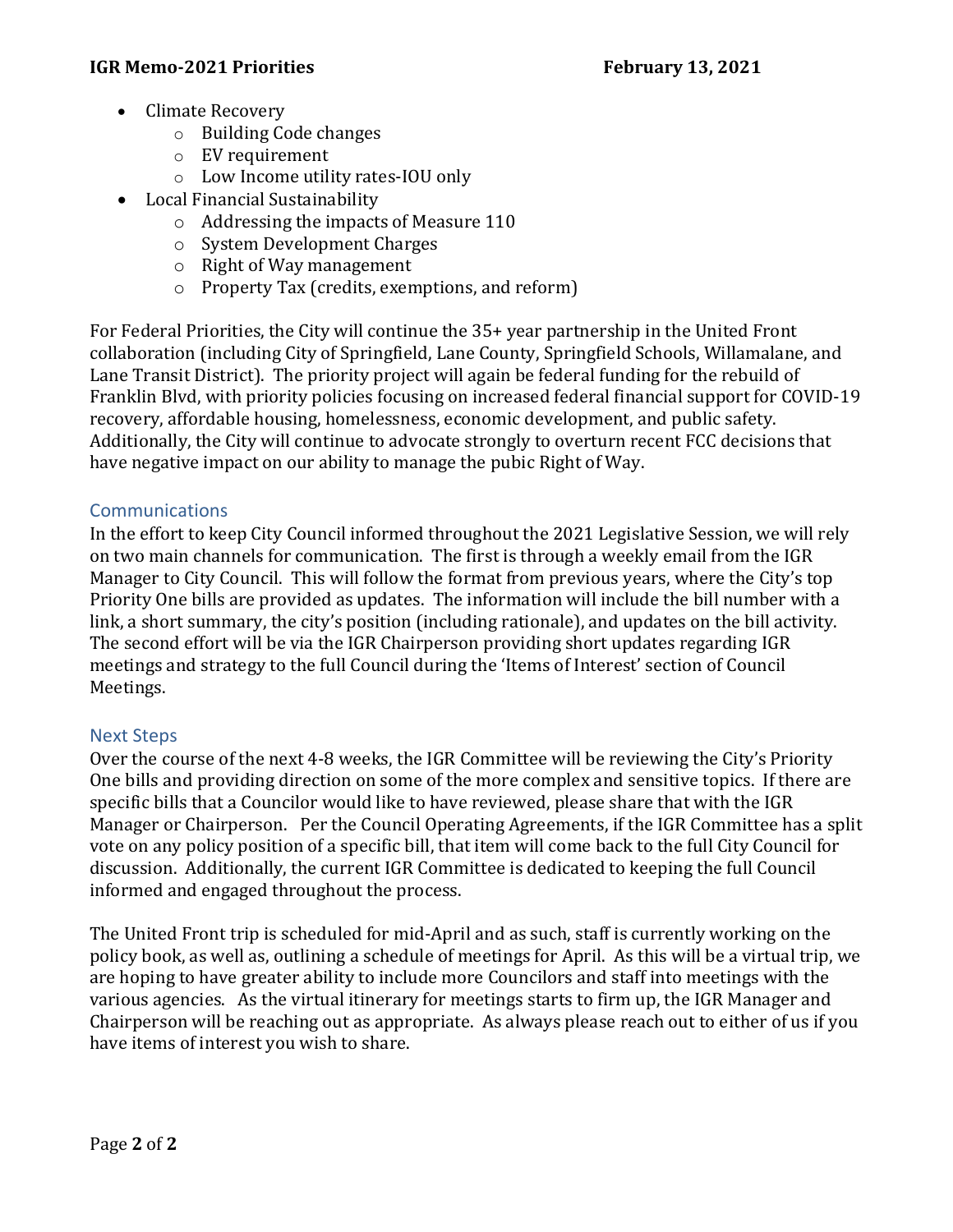- Climate Recovery
  - Building Code changes
  - EV requirement
  - Low Income utility rates-IOU only
- Local Financial Sustainability
  - Addressing the impacts of Measure 110
  - System Development Charges
  - Right of Way management
  - Property Tax (credits, exemptions, and reform)

For Federal Priorities, the City will continue the 35+ year partnership in the United Front collaboration (including City of Springfield, Lane County, Springfield Schools, Willamalane, and Lane Transit District). The priority project will again be federal funding for the rebuild of Franklin Blvd, with priority policies focusing on increased federal financial support for COVID-19 recovery, affordable housing, homelessness, economic development, and public safety. Additionally, the City will continue to advocate strongly to overturn recent FCC decisions that have negative impact on our ability to manage the pubic Right of Way.

## Communications

In the effort to keep City Council informed throughout the 2021 Legislative Session, we will rely on two main channels for communication. The first is through a weekly email from the IGR Manager to City Council. This will follow the format from previous years, where the City's top Priority One bills are provided as updates. The information will include the bill number with a link, a short summary, the city's position (including rationale), and updates on the bill activity. The second effort will be via the IGR Chairperson providing short updates regarding IGR meetings and strategy to the full Council during the 'Items of Interest' section of Council Meetings.

## Next Steps

Over the course of the next 4-8 weeks, the IGR Committee will be reviewing the City's Priority One bills and providing direction on some of the more complex and sensitive topics. If there are specific bills that a Councilor would like to have reviewed, please share that with the IGR Manager or Chairperson. Per the Council Operating Agreements, if the IGR Committee has a split vote on any policy position of a specific bill, that item will come back to the full City Council for discussion. Additionally, the current IGR Committee is dedicated to keeping the full Council informed and engaged throughout the process.

The United Front trip is scheduled for mid-April and as such, staff is currently working on the policy book, as well as, outlining a schedule of meetings for April. As this will be a virtual trip, we are hoping to have greater ability to include more Councilors and staff into meetings with the various agencies. As the virtual itinerary for meetings starts to firm up, the IGR Manager and Chairperson will be reaching out as appropriate. As always please reach out to either of us if you have items of interest you wish to share.